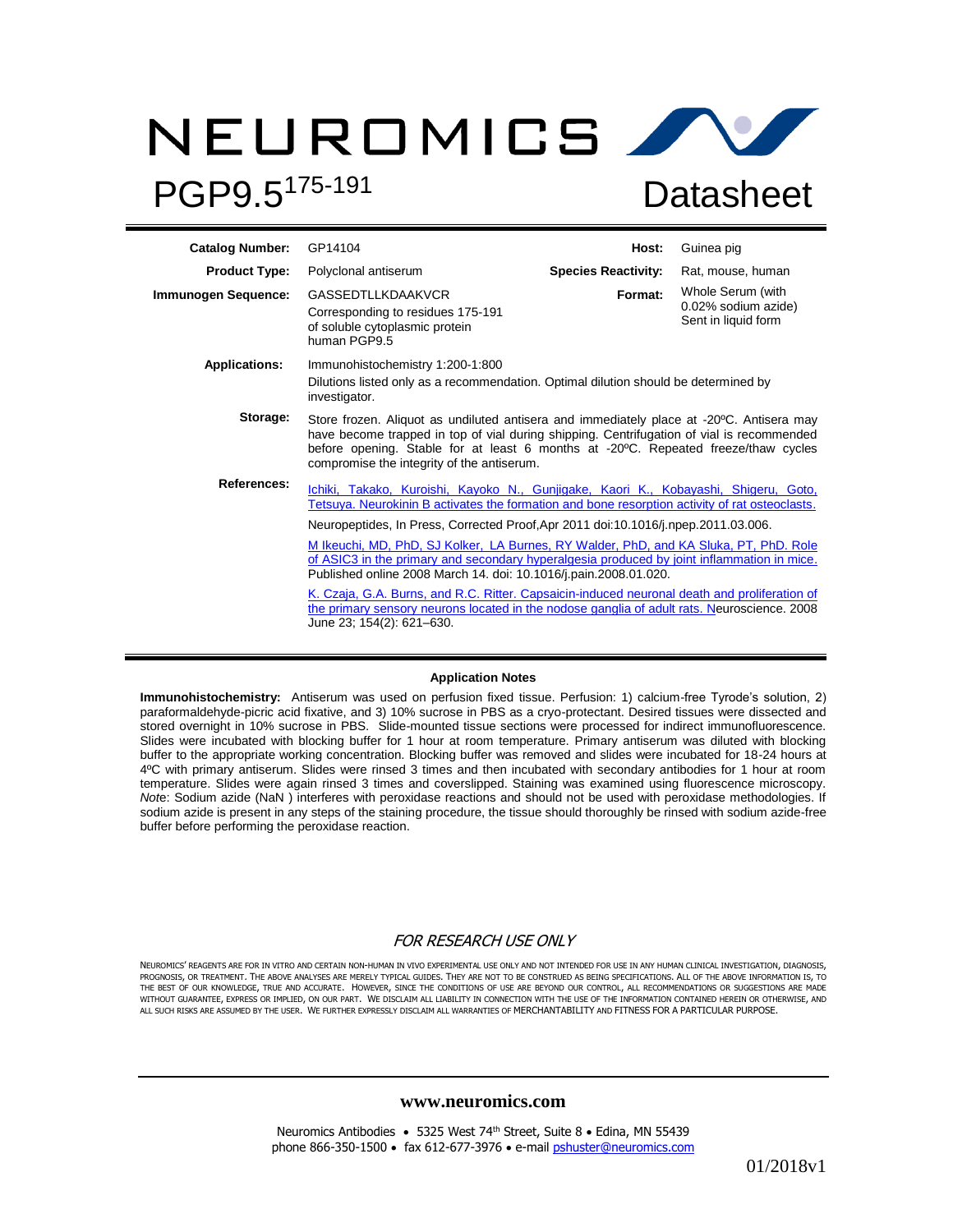# NEUROMICS

# PGP9.5$^{175-191}$ Datasheet

| | | | |
|---|---|---|---|
| **Catalog Number:** | GP14104 | **Host:** | Guinea pig |
| **Product Type:** | Polyclonal antiserum | **Species Reactivity:** | Rat, mouse, human |
| **Immunogen Sequence:** | GASSEDTLLKDAAKVCR Corresponding to residues 175-191 of soluble cytoplasmic protein human PGP9.5 | **Format:** | Whole Serum (with 0.02% sodium azide) Sent in liquid form |

**Applications:** Immunohistochemistry 1:200-1:800

Dilutions listed only as a recommendation. Optimal dilution should be determined by investigator.

**Storage:** Store frozen. Aliquot as undiluted antisera and immediately place at -20ºC. Antisera may have become trapped in top of vial during shipping. Centrifugation of vial is recommended before opening. Stable for at least 6 months at -20ºC. Repeated freeze/thaw cycles compromise the integrity of the antiserum.

**References:**

Ichiki, Takako, Kuroishi, Kayoko N., Gunjigake, Kaori K., Kobayashi, Shigeru, Goto, Tetsuya. Neurokinin B activates the formation and bone resorption activity of rat osteoclasts. Neuropeptides, In Press, Corrected Proof,Apr 2011 doi:10.1016/j.npep.2011.03.006.

M Ikeuchi, MD, PhD, SJ Kolker, LA Burnes, RY Walder, PhD, and KA Sluka, PT, PhD. Role of ASIC3 in the primary and secondary hyperalgesia produced by joint inflammation in mice. Published online 2008 March 14. doi: 10.1016/j.pain.2008.01.020.

K. Czaja, G.A. Burns, and R.C. Ritter. Capsaicin-induced neuronal death and proliferation of the primary sensory neurons located in the nodose ganglia of adult rats. Neuroscience. 2008 June 23; 154(2): 621–630.

## Application Notes

**Immunohistochemistry:** Antiserum was used on perfusion fixed tissue. Perfusion: 1) calcium-free Tyrode's solution, 2) paraformaldehyde-picric acid fixative, and 3) 10% sucrose in PBS as a cryo-protectant. Desired tissues were dissected and stored overnight in 10% sucrose in PBS. Slide-mounted tissue sections were processed for indirect immunofluorescence. Slides were incubated with blocking buffer for 1 hour at room temperature. Primary antiserum was diluted with blocking buffer to the appropriate working concentration. Blocking buffer was removed and slides were incubated for 18-24 hours at 4ºC with primary antiserum. Slides were rinsed 3 times and then incubated with secondary antibodies for 1 hour at room temperature. Slides were again rinsed 3 times and coverslipped. Staining was examined using fluorescence microscopy. *Note*: Sodium azide (NaN ) interferes with peroxidase reactions and should not be used with peroxidase methodologies. If sodium azide is present in any steps of the staining procedure, the tissue should thoroughly be rinsed with sodium azide-free buffer before performing the peroxidase reaction.

*FOR RESEARCH USE ONLY*

NEUROMICS' REAGENTS ARE FOR IN VITRO AND CERTAIN NON-HUMAN IN VIVO EXPERIMENTAL USE ONLY AND NOT INTENDED FOR USE IN ANY HUMAN CLINICAL INVESTIGATION, DIAGNOSIS, PROGNOSIS, OR TREATMENT. THE ABOVE ANALYSES ARE MERELY TYPICAL GUIDES. THEY ARE NOT TO BE CONSTRUED AS BEING SPECIFICATIONS. ALL OF THE ABOVE INFORMATION IS, TO THE BEST OF OUR KNOWLEDGE, TRUE AND ACCURATE. HOWEVER, SINCE THE CONDITIONS OF USE ARE BEYOND OUR CONTROL, ALL RECOMMENDATIONS OR SUGGESTIONS ARE MADE WITHOUT GUARANTEE, EXPRESS OR IMPLIED, ON OUR PART. WE DISCLAIM ALL LIABILITY IN CONNECTION WITH THE USE OF THE INFORMATION CONTAINED HEREIN OR OTHERWISE, AND ALL SUCH RISKS ARE ASSUMED BY THE USER. WE FURTHER EXPRESSLY DISCLAIM ALL WARRANTIES OF MERCHANTABILITY AND FITNESS FOR A PARTICULAR PURPOSE.

**www.neuromics.com**

Neuromics Antibodies • 5325 West 74th Street, Suite 8 • Edina, MN 55439
phone 866-350-1500 • fax 612-677-3976 • e-mail pshuster@neuromics.com

01/2018v1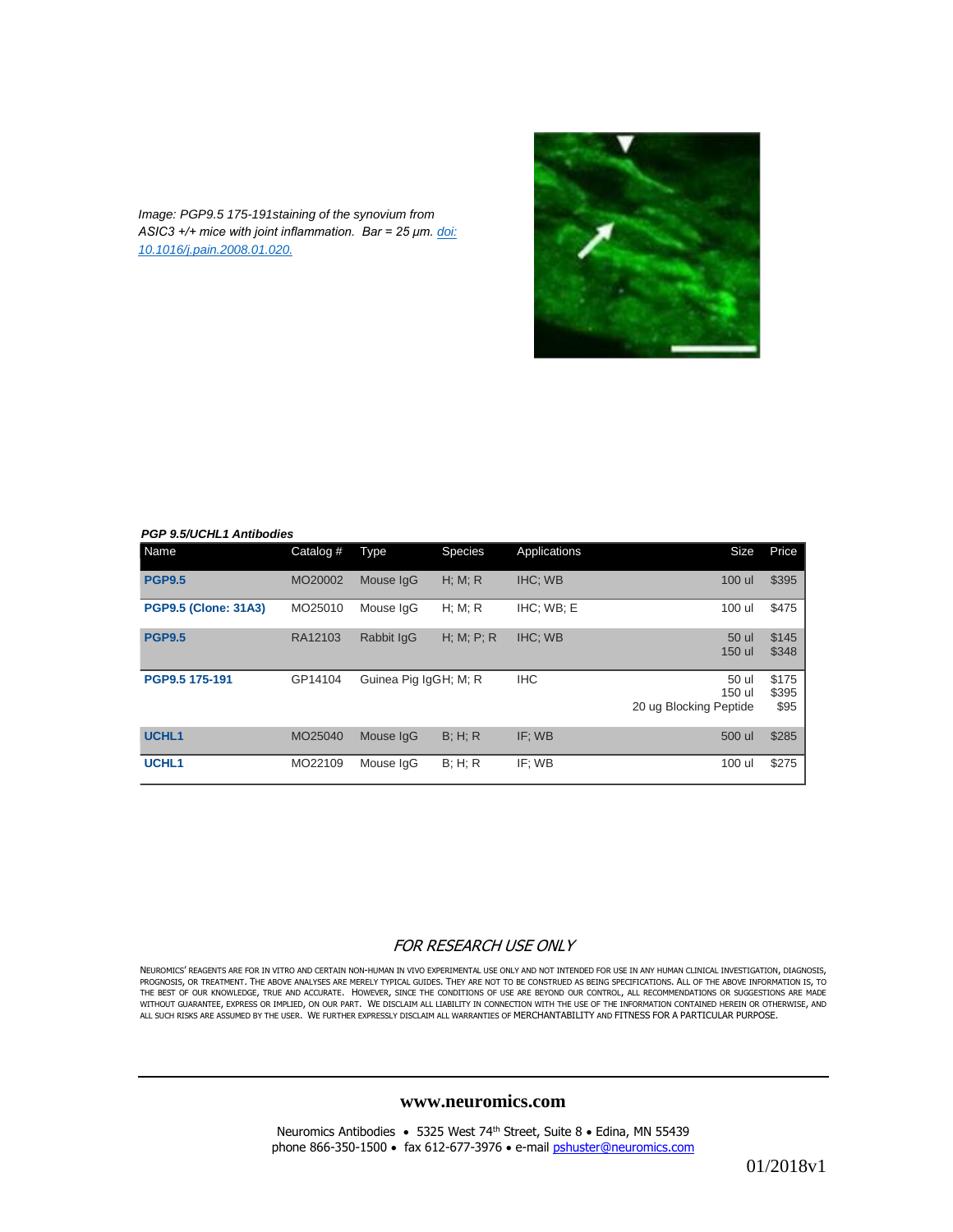*Image: PGP9.5 175-191staining of the synovium from ASIC3 +/+ mice with joint inflammation. Bar = 25 µm. doi: 10.1016/j.pain.2008.01.020.*

***PGP 9.5/UCHL1 Antibodies***

| Name | Catalog # | Type | Species | Applications | Size | Price |
|---|---|---|---|---|---|---|
| **PGP9.5** | MO20002 | Mouse IgG | H; M; R | IHC; WB | 100 ul | $395 |
| **PGP9.5 (Clone: 31A3)** | MO25010 | Mouse IgG | H; M; R | IHC; WB; E | 100 ul | $475 |
| **PGP9.5** | RA12103 | Rabbit IgG | H; M; P; R | IHC; WB | 50 ul<br>150 ul | $145<br>$348 |
| **PGP9.5 175-191** | GP14104 | Guinea Pig IgG | H; M; R | IHC | 50 ul<br>150 ul<br>20 ug Blocking Peptide | $175<br>$395<br>$95 |
| **UCHL1** | MO25040 | Mouse IgG | B; H; R | IF; WB | 500 ul | $285 |
| **UCHL1** | MO22109 | Mouse IgG | B; H; R | IF; WB | 100 ul | $275 |

*FOR RESEARCH USE ONLY*

NEUROMICS' REAGENTS ARE FOR IN VITRO AND CERTAIN NON-HUMAN IN VIVO EXPERIMENTAL USE ONLY AND NOT INTENDED FOR USE IN ANY HUMAN CLINICAL INVESTIGATION, DIAGNOSIS, PROGNOSIS, OR TREATMENT. THE ABOVE ANALYSES ARE MERELY TYPICAL GUIDES. THEY ARE NOT TO BE CONSTRUED AS BEING SPECIFICATIONS. ALL OF THE ABOVE INFORMATION IS, TO THE BEST OF OUR KNOWLEDGE, TRUE AND ACCURATE. HOWEVER, SINCE THE CONDITIONS OF USE ARE BEYOND OUR CONTROL, ALL RECOMMENDATIONS OR SUGGESTIONS ARE MADE WITHOUT GUARANTEE, EXPRESS OR IMPLIED, ON OUR PART. WE DISCLAIM ALL LIABILITY IN CONNECTION WITH THE USE OF THE INFORMATION CONTAINED HEREIN OR OTHERWISE, AND ALL SUCH RISKS ARE ASSUMED BY THE USER. WE FURTHER EXPRESSLY DISCLAIM ALL WARRANTIES OF MERCHANTABILITY AND FITNESS FOR A PARTICULAR PURPOSE.

**www.neuromics.com**

Neuromics Antibodies • 5325 West 74th Street, Suite 8 • Edina, MN 55439
phone 866-350-1500 • fax 612-677-3976 • e-mail pshuster@neuromics.com

01/2018v1